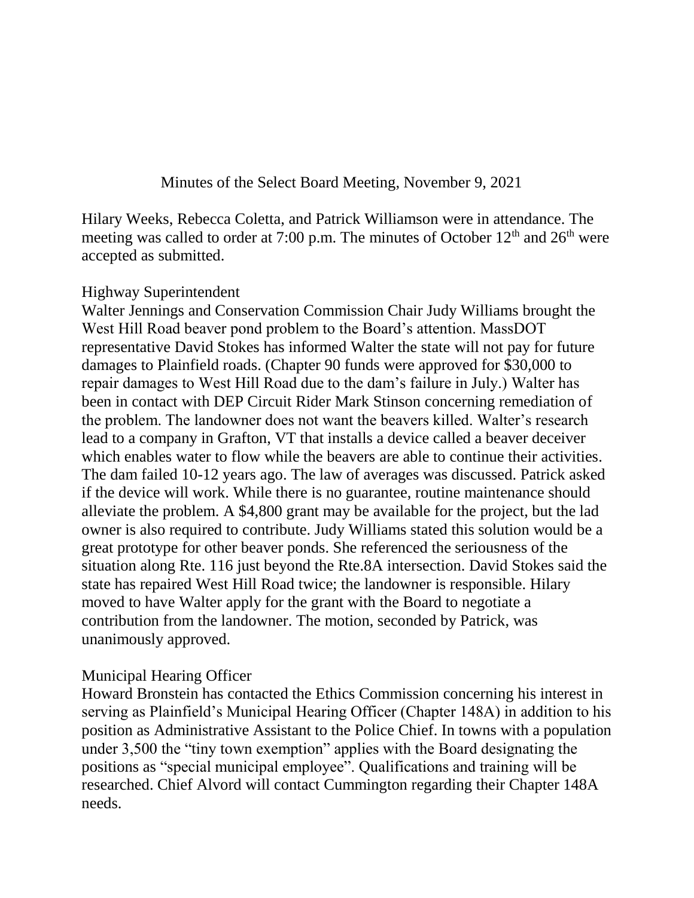# Minutes of the Select Board Meeting, November 9, 2021

Hilary Weeks, Rebecca Coletta, and Patrick Williamson were in attendance. The meeting was called to order at 7:00 p.m. The minutes of October 12th and 26th were accepted as submitted.

## Highway Superintendent

Walter Jennings and Conservation Commission Chair Judy Williams brought the West Hill Road beaver pond problem to the Board's attention. MassDOT representative David Stokes has informed Walter the state will not pay for future damages to Plainfield roads. (Chapter 90 funds were approved for $30,000 to repair damages to West Hill Road due to the dam's failure in July.) Walter has been in contact with DEP Circuit Rider Mark Stinson concerning remediation of the problem. The landowner does not want the beavers killed. Walter's research lead to a company in Grafton, VT that installs a device called a beaver deceiver which enables water to flow while the beavers are able to continue their activities. The dam failed 10-12 years ago. The law of averages was discussed. Patrick asked if the device will work. While there is no guarantee, routine maintenance should alleviate the problem. A $4,800 grant may be available for the project, but the lad owner is also required to contribute. Judy Williams stated this solution would be a great prototype for other beaver ponds. She referenced the seriousness of the situation along Rte. 116 just beyond the Rte.8A intersection. David Stokes said the state has repaired West Hill Road twice; the landowner is responsible. Hilary moved to have Walter apply for the grant with the Board to negotiate a contribution from the landowner. The motion, seconded by Patrick, was unanimously approved.

## Municipal Hearing Officer

Howard Bronstein has contacted the Ethics Commission concerning his interest in serving as Plainfield's Municipal Hearing Officer (Chapter 148A) in addition to his position as Administrative Assistant to the Police Chief. In towns with a population under 3,500 the "tiny town exemption" applies with the Board designating the positions as "special municipal employee". Qualifications and training will be researched. Chief Alvord will contact Cummington regarding their Chapter 148A needs.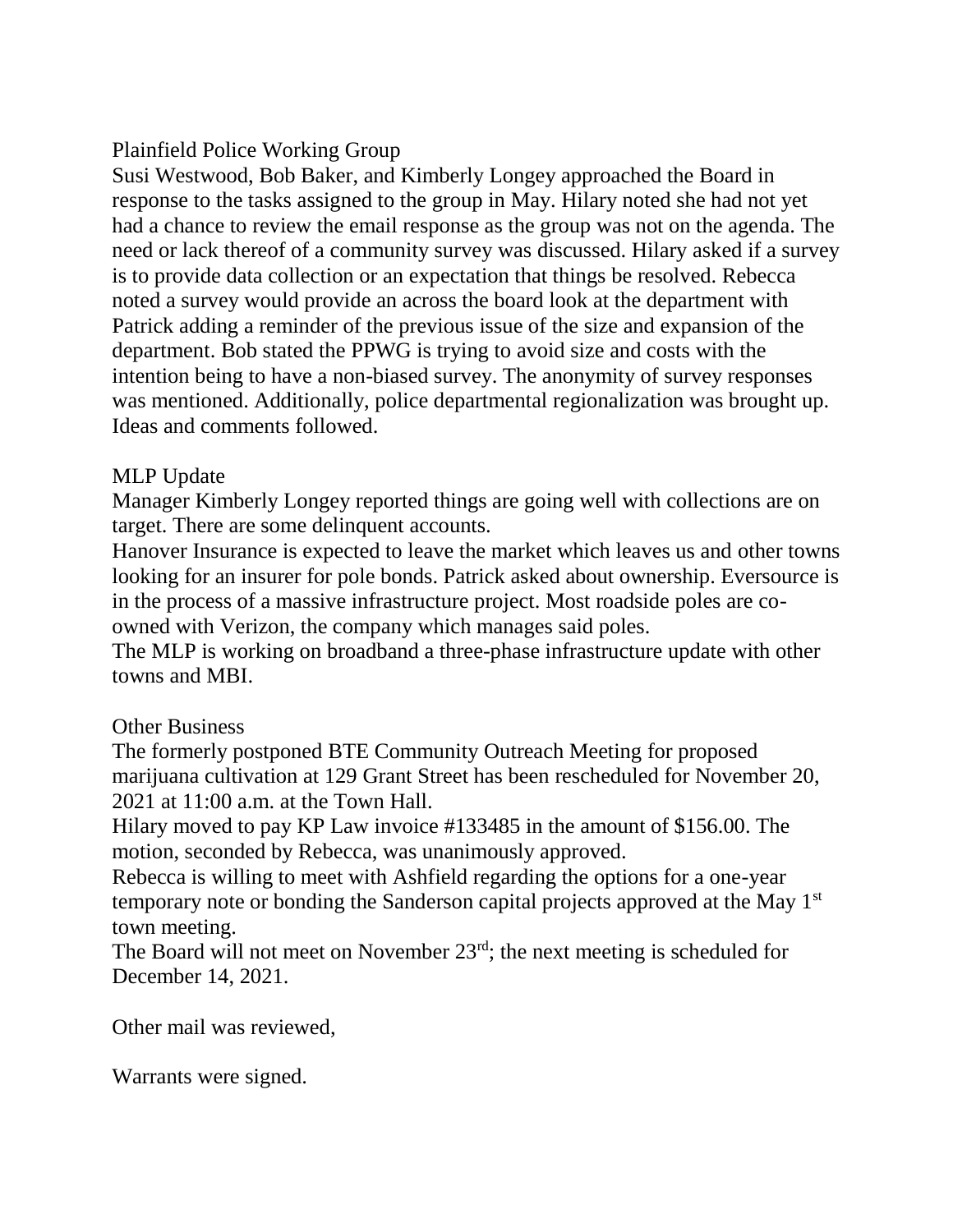Plainfield Police Working Group
Susi Westwood, Bob Baker, and Kimberly Longey approached the Board in response to the tasks assigned to the group in May. Hilary noted she had not yet had a chance to review the email response as the group was not on the agenda. The need or lack thereof of a community survey was discussed. Hilary asked if a survey is to provide data collection or an expectation that things be resolved. Rebecca noted a survey would provide an across the board look at the department with Patrick adding a reminder of the previous issue of the size and expansion of the department. Bob stated the PPWG is trying to avoid size and costs with the intention being to have a non-biased survey. The anonymity of survey responses was mentioned. Additionally, police departmental regionalization was brought up. Ideas and comments followed.

MLP Update
Manager Kimberly Longey reported things are going well with collections are on target. There are some delinquent accounts.
Hanover Insurance is expected to leave the market which leaves us and other towns looking for an insurer for pole bonds. Patrick asked about ownership. Eversource is in the process of a massive infrastructure project. Most roadside poles are co-owned with Verizon, the company which manages said poles.
The MLP is working on broadband a three-phase infrastructure update with other towns and MBI.

Other Business
The formerly postponed BTE Community Outreach Meeting for proposed marijuana cultivation at 129 Grant Street has been rescheduled for November 20, 2021 at 11:00 a.m. at the Town Hall.
Hilary moved to pay KP Law invoice #133485 in the amount of $156.00. The motion, seconded by Rebecca, was unanimously approved.
Rebecca is willing to meet with Ashfield regarding the options for a one-year temporary note or bonding the Sanderson capital projects approved at the May 1st town meeting.
The Board will not meet on November 23rd; the next meeting is scheduled for December 14, 2021.

Other mail was reviewed,

Warrants were signed.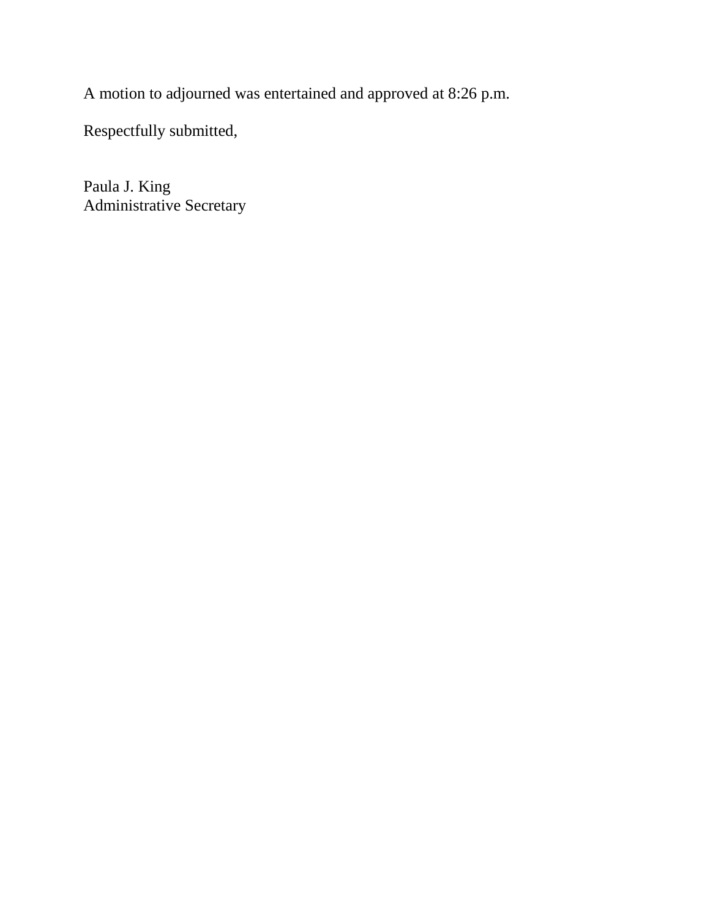A motion to adjourned was entertained and approved at 8:26 p.m.

Respectfully submitted,

Paula J. King
Administrative Secretary